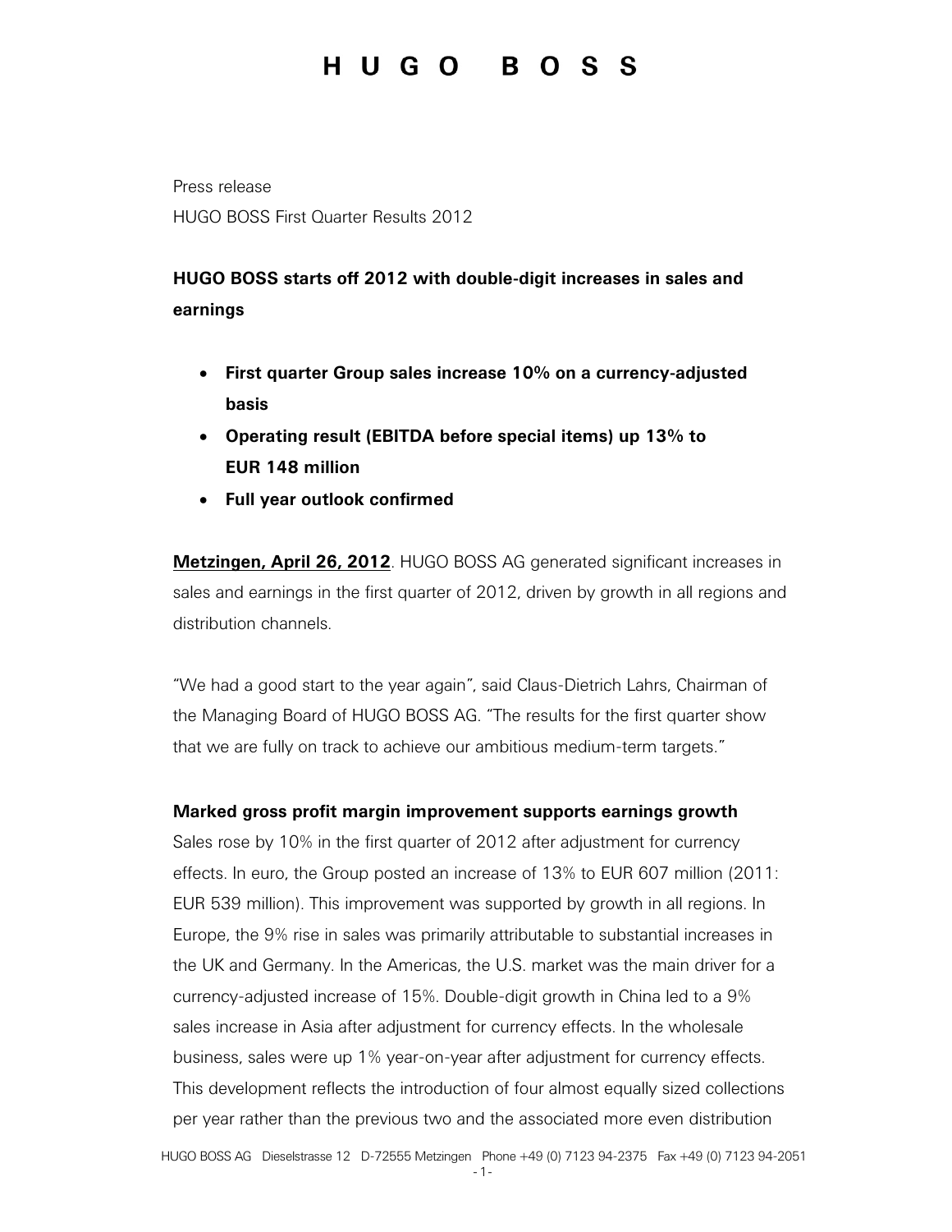# H U G O   B O S S

Press release

HUGO BOSS First Quarter Results 2012

## HUGO BOSS starts off 2012 with double-digit increases in sales and earnings

- **First quarter Group sales increase 10% on a currency-adjusted basis**
- **Operating result (EBITDA before special items) up 13% to EUR 148 million**
- **Full year outlook confirmed**

**Metzingen, April 26, 2012**. HUGO BOSS AG generated significant increases in sales and earnings in the first quarter of 2012, driven by growth in all regions and distribution channels.

"We had a good start to the year again", said Claus-Dietrich Lahrs, Chairman of the Managing Board of HUGO BOSS AG. "The results for the first quarter show that we are fully on track to achieve our ambitious medium-term targets."

### Marked gross profit margin improvement supports earnings growth

Sales rose by 10% in the first quarter of 2012 after adjustment for currency effects. In euro, the Group posted an increase of 13% to EUR 607 million (2011: EUR 539 million). This improvement was supported by growth in all regions. In Europe, the 9% rise in sales was primarily attributable to substantial increases in the UK and Germany. In the Americas, the U.S. market was the main driver for a currency-adjusted increase of 15%. Double-digit growth in China led to a 9% sales increase in Asia after adjustment for currency effects. In the wholesale business, sales were up 1% year-on-year after adjustment for currency effects. This development reflects the introduction of four almost equally sized collections per year rather than the previous two and the associated more even distribution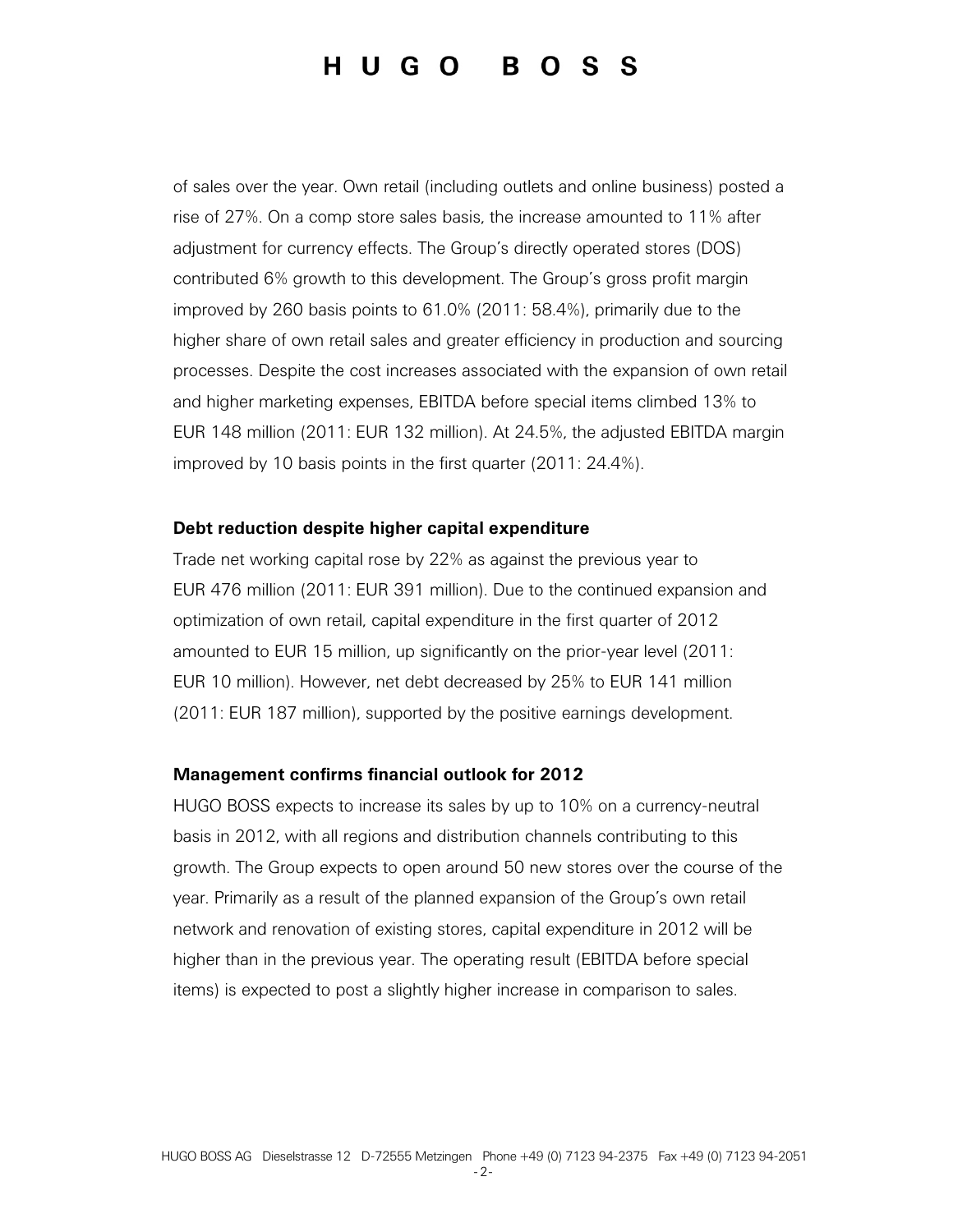of sales over the year. Own retail (including outlets and online business) posted a rise of 27%. On a comp store sales basis, the increase amounted to 11% after adjustment for currency effects. The Group's directly operated stores (DOS) contributed 6% growth to this development. The Group's gross profit margin improved by 260 basis points to 61.0% (2011: 58.4%), primarily due to the higher share of own retail sales and greater efficiency in production and sourcing processes. Despite the cost increases associated with the expansion of own retail and higher marketing expenses, EBITDA before special items climbed 13% to EUR 148 million (2011: EUR 132 million). At 24.5%, the adjusted EBITDA margin improved by 10 basis points in the first quarter (2011: 24.4%).

**Debt reduction despite higher capital expenditure**

Trade net working capital rose by 22% as against the previous year to EUR 476 million (2011: EUR 391 million). Due to the continued expansion and optimization of own retail, capital expenditure in the first quarter of 2012 amounted to EUR 15 million, up significantly on the prior-year level (2011: EUR 10 million). However, net debt decreased by 25% to EUR 141 million (2011: EUR 187 million), supported by the positive earnings development.

**Management confirms financial outlook for 2012**

HUGO BOSS expects to increase its sales by up to 10% on a currency-neutral basis in 2012, with all regions and distribution channels contributing to this growth. The Group expects to open around 50 new stores over the course of the year. Primarily as a result of the planned expansion of the Group's own retail network and renovation of existing stores, capital expenditure in 2012 will be higher than in the previous year. The operating result (EBITDA before special items) is expected to post a slightly higher increase in comparison to sales.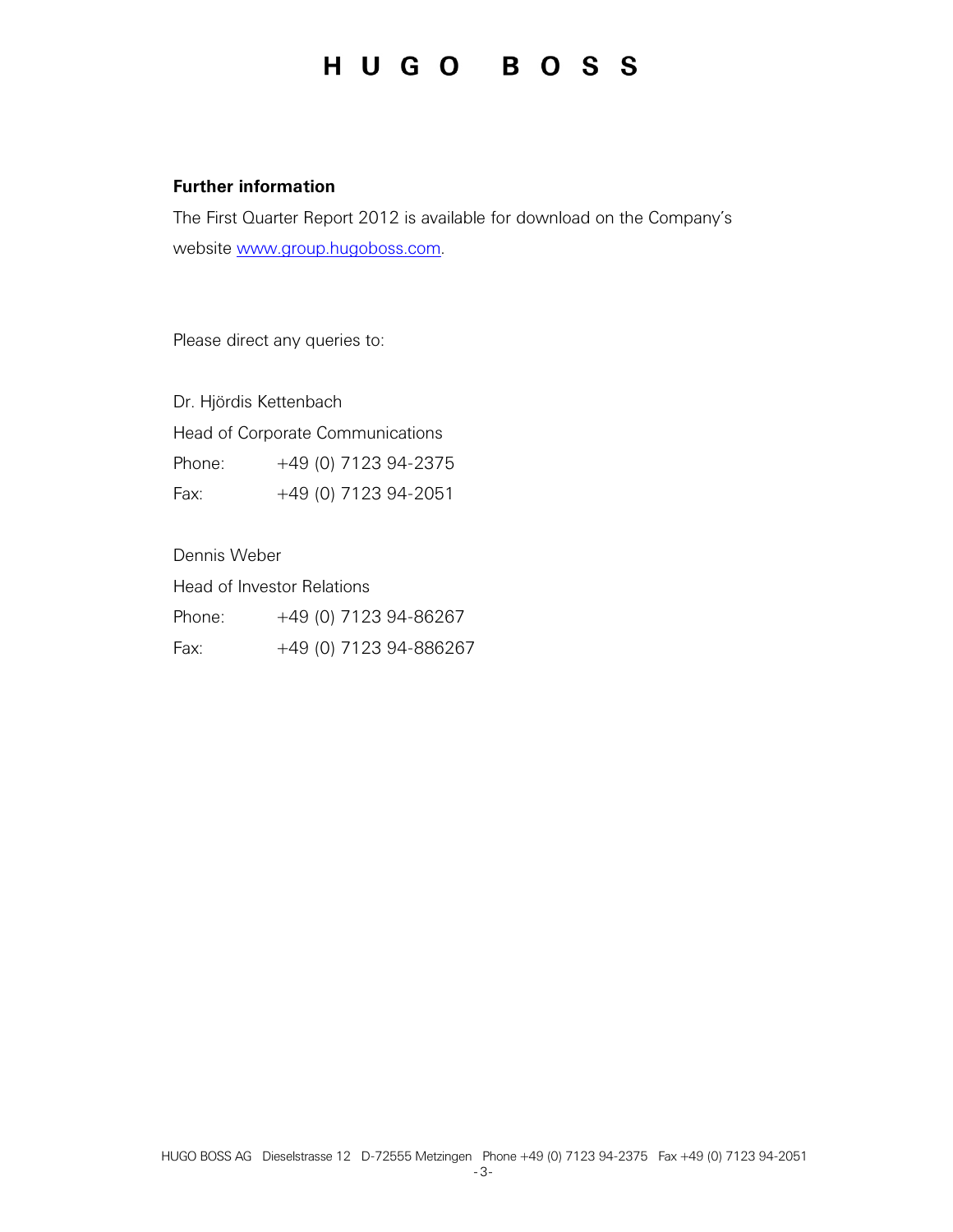**Further information**

The First Quarter Report 2012 is available for download on the Company's website www.group.hugoboss.com.

Please direct any queries to:

Dr. Hjördis Kettenbach
Head of Corporate Communications
Phone: +49 (0) 7123 94-2375
Fax: +49 (0) 7123 94-2051

Dennis Weber
Head of Investor Relations
Phone: +49 (0) 7123 94-86267
Fax: +49 (0) 7123 94-886267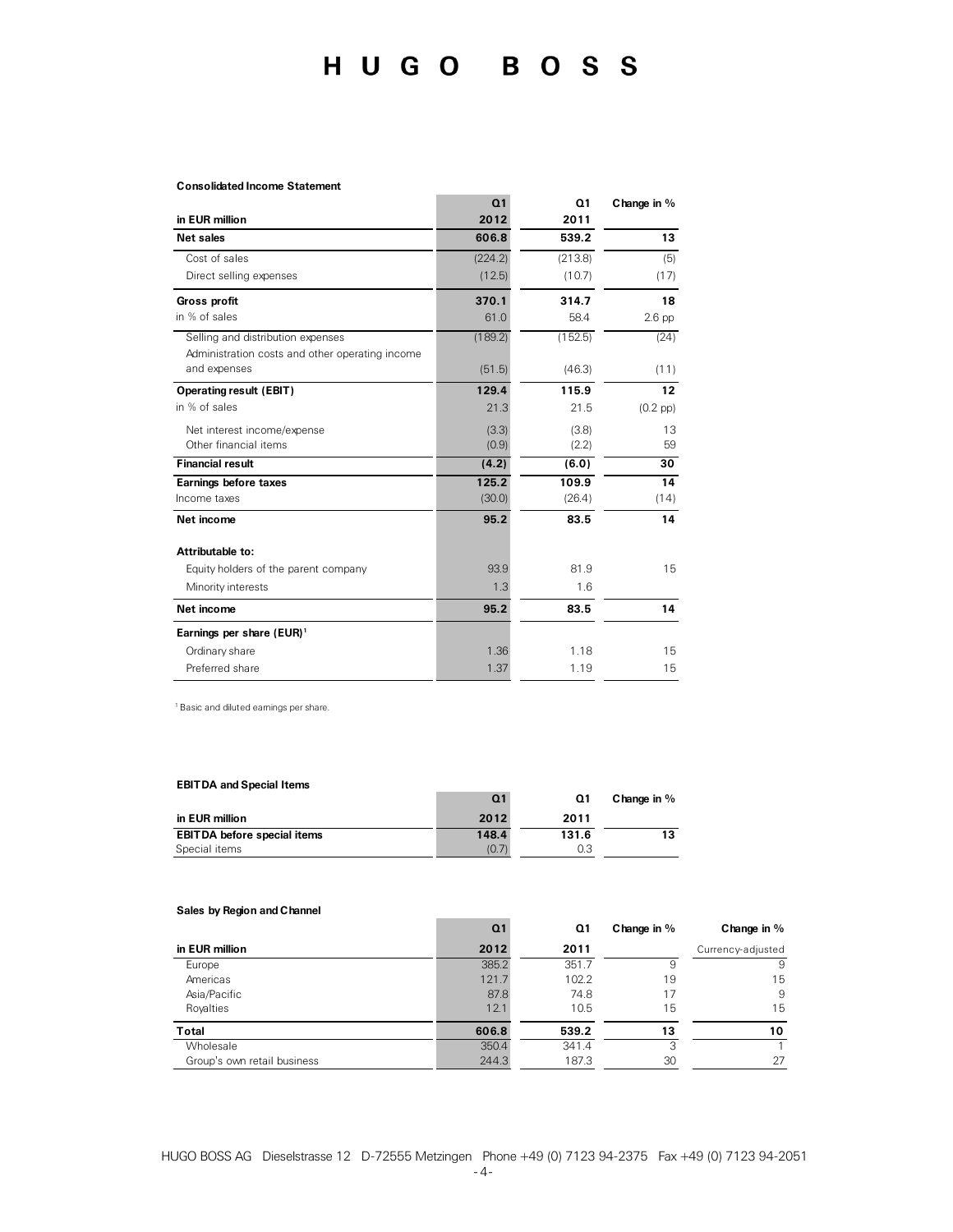# HUGO BOSS

**Consolidated Income Statement**

| in EUR million | Q1 2012 | Q1 2011 | Change in % |
|---|---|---|---|
| **Net sales** | **606.8** | **539.2** | **13** |
| Cost of sales | (224.2) | (213.8) | (5) |
| Direct selling expenses | (12.5) | (10.7) | (17) |
| **Gross profit** | **370.1** | **314.7** | **18** |
| in % of sales | 61.0 | 58.4 | 2.6 pp |
| Selling and distribution expenses | (189.2) | (152.5) | (24) |
| Administration costs and other operating income and expenses | (51.5) | (46.3) | (11) |
| **Operating result (EBIT)** | **129.4** | **115.9** | **12** |
| in % of sales | 21.3 | 21.5 | (0.2 pp) |
| Net interest income/expense | (3.3) | (3.8) | 13 |
| Other financial items | (0.9) | (2.2) | 59 |
| **Financial result** | **(4.2)** | **(6.0)** | **30** |
| **Earnings before taxes** | **125.2** | **109.9** | **14** |
| Income taxes | (30.0) | (26.4) | (14) |
| **Net income** | **95.2** | **83.5** | **14** |
| **Attributable to:** | | | |
| Equity holders of the parent company | 93.9 | 81.9 | 15 |
| Minority interests | 1.3 | 1.6 | |
| **Net income** | **95.2** | **83.5** | **14** |
| **Earnings per share (EUR)[1]** | | | |
| Ordinary share | 1.36 | 1.18 | 15 |
| Preferred share | 1.37 | 1.19 | 15 |

[1] Basic and diluted earnings per share.

**EBITDA and Special Items**

| in EUR million | Q1 2012 | Q1 2011 | Change in % |
|---|---|---|---|
| **EBITDA before special items** | **148.4** | **131.6** | **13** |
| Special items | (0.7) | 0.3 | |

**Sales by Region and Channel**

| in EUR million | Q1 2012 | Q1 2011 | Change in % | Change in % Currency-adjusted |
|---|---|---|---|---|
| Europe | 385.2 | 351.7 | 9 | 9 |
| Americas | 121.7 | 102.2 | 19 | 15 |
| Asia/Pacific | 87.8 | 74.8 | 17 | 9 |
| Royalties | 12.1 | 10.5 | 15 | 15 |
| **Total** | **606.8** | **539.2** | **13** | **10** |
| Wholesale | 350.4 | 341.4 | 3 | 1 |
| Group's own retail business | 244.3 | 187.3 | 30 | 27 |

HUGO BOSS AG Dieselstrasse 12 D-72555 Metzingen Phone +49 (0) 7123 94-2375 Fax +49 (0) 7123 94-2051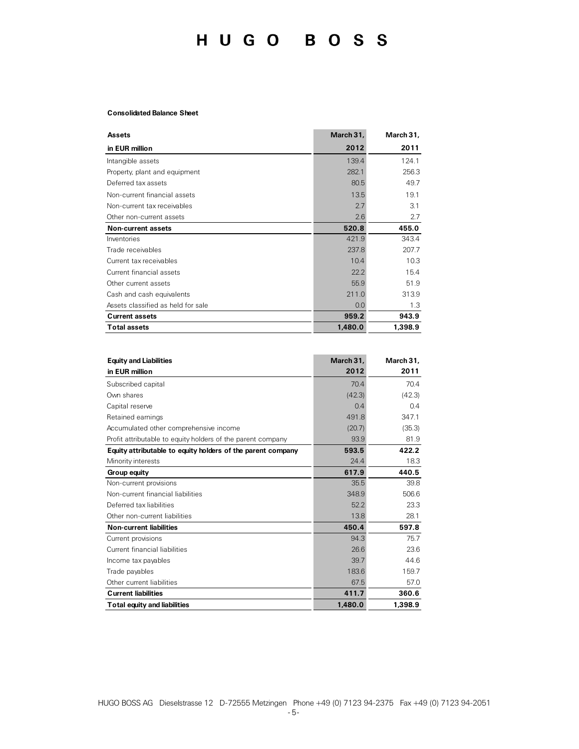# HUGO BOSS

**Consolidated Balance Sheet**

| **Assets**<br>**in EUR million** | **March 31, 2012** | **March 31, 2011** |
|---|---|---|
| Intangible assets | 139.4 | 124.1 |
| Property, plant and equipment | 282.1 | 256.3 |
| Deferred tax assets | 80.5 | 49.7 |
| Non-current financial assets | 13.5 | 19.1 |
| Non-current tax receivables | 2.7 | 3.1 |
| Other non-current assets | 2.6 | 2.7 |
| **Non-current assets** | **520.8** | **455.0** |
| Inventories | 421.9 | 343.4 |
| Trade receivables | 237.8 | 207.7 |
| Current tax receivables | 10.4 | 10.3 |
| Current financial assets | 22.2 | 15.4 |
| Other current assets | 55.9 | 51.9 |
| Cash and cash equivalents | 211.0 | 313.9 |
| Assets classified as held for sale | 0.0 | 1.3 |
| **Current assets** | **959.2** | **943.9** |
| **Total assets** | **1,480.0** | **1,398.9** |

| **Equity and Liabilities**<br>**in EUR million** | **March 31, 2012** | **March 31, 2011** |
|---|---|---|
| Subscribed capital | 70.4 | 70.4 |
| Own shares | (42.3) | (42.3) |
| Capital reserve | 0.4 | 0.4 |
| Retained earnings | 491.8 | 347.1 |
| Accumulated other comprehensive income | (20.7) | (35.3) |
| Profit attributable to equity holders of the parent company | 93.9 | 81.9 |
| **Equity attributable to equity holders of the parent company** | **593.5** | **422.2** |
| Minority interests | 24.4 | 18.3 |
| **Group equity** | **617.9** | **440.5** |
| Non-current provisions | 35.5 | 39.8 |
| Non-current financial liabilities | 348.9 | 506.6 |
| Deferred tax liabilities | 52.2 | 23.3 |
| Other non-current liabilities | 13.8 | 28.1 |
| **Non-current liabilities** | **450.4** | **597.8** |
| Current provisions | 94.3 | 75.7 |
| Current financial liabilities | 26.6 | 23.6 |
| Income tax payables | 39.7 | 44.6 |
| Trade payables | 183.6 | 159.7 |
| Other current liabilities | 67.5 | 57.0 |
| **Current liabilities** | **411.7** | **360.6** |
| **Total equity and liabilities** | **1,480.0** | **1,398.9** |

HUGO BOSS AG Dieselstrasse 12 D-72555 Metzingen Phone +49 (0) 7123 94-2375 Fax +49 (0) 7123 94-2051